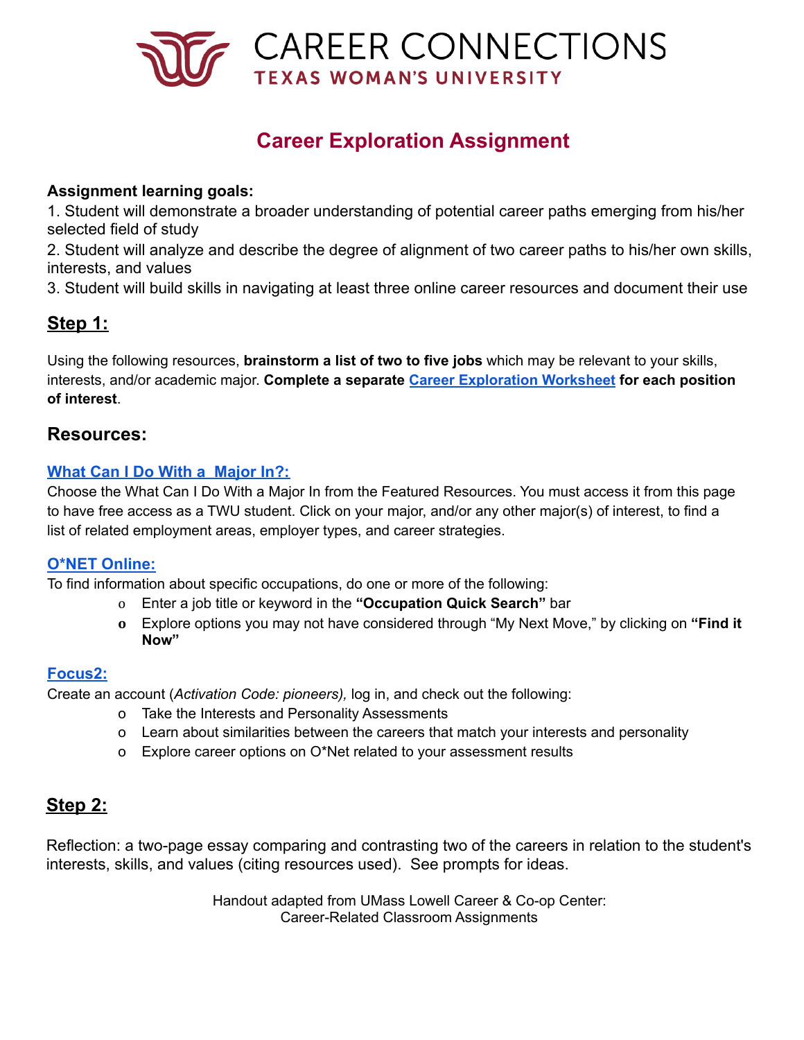# CAREER CONNECTIONS
**TEXAS WOMAN'S UNIVERSITY**

## Career Exploration Assignment

**Assignment learning goals:**

1. Student will demonstrate a broader understanding of potential career paths emerging from his/her selected field of study
2. Student will analyze and describe the degree of alignment of two career paths to his/her own skills, interests, and values
3. Student will build skills in navigating at least three online career resources and document their use

## Step 1:

Using the following resources, **brainstorm a list of two to five jobs** which may be relevant to your skills, interests, and/or academic major. **Complete a separate Career Exploration Worksheet for each position of interest**.

## Resources:

### What Can I Do With a Major In?:

Choose the What Can I Do With a Major In from the Featured Resources. You must access it from this page to have free access as a TWU student. Click on your major, and/or any other major(s) of interest, to find a list of related employment areas, employer types, and career strategies.

### O*NET Online:

To find information about specific occupations, do one or more of the following:

- Enter a job title or keyword in the **"Occupation Quick Search"** bar
- Explore options you may not have considered through "My Next Move," by clicking on **"Find it Now"**

### Focus2:

Create an account (*Activation Code: pioneers),* log in, and check out the following:

- Take the Interests and Personality Assessments
- Learn about similarities between the careers that match your interests and personality
- Explore career options on O*Net related to your assessment results

## Step 2:

Reflection: a two-page essay comparing and contrasting two of the careers in relation to the student's interests, skills, and values (citing resources used). See prompts for ideas.

Handout adapted from UMass Lowell Career & Co-op Center:
Career-Related Classroom Assignments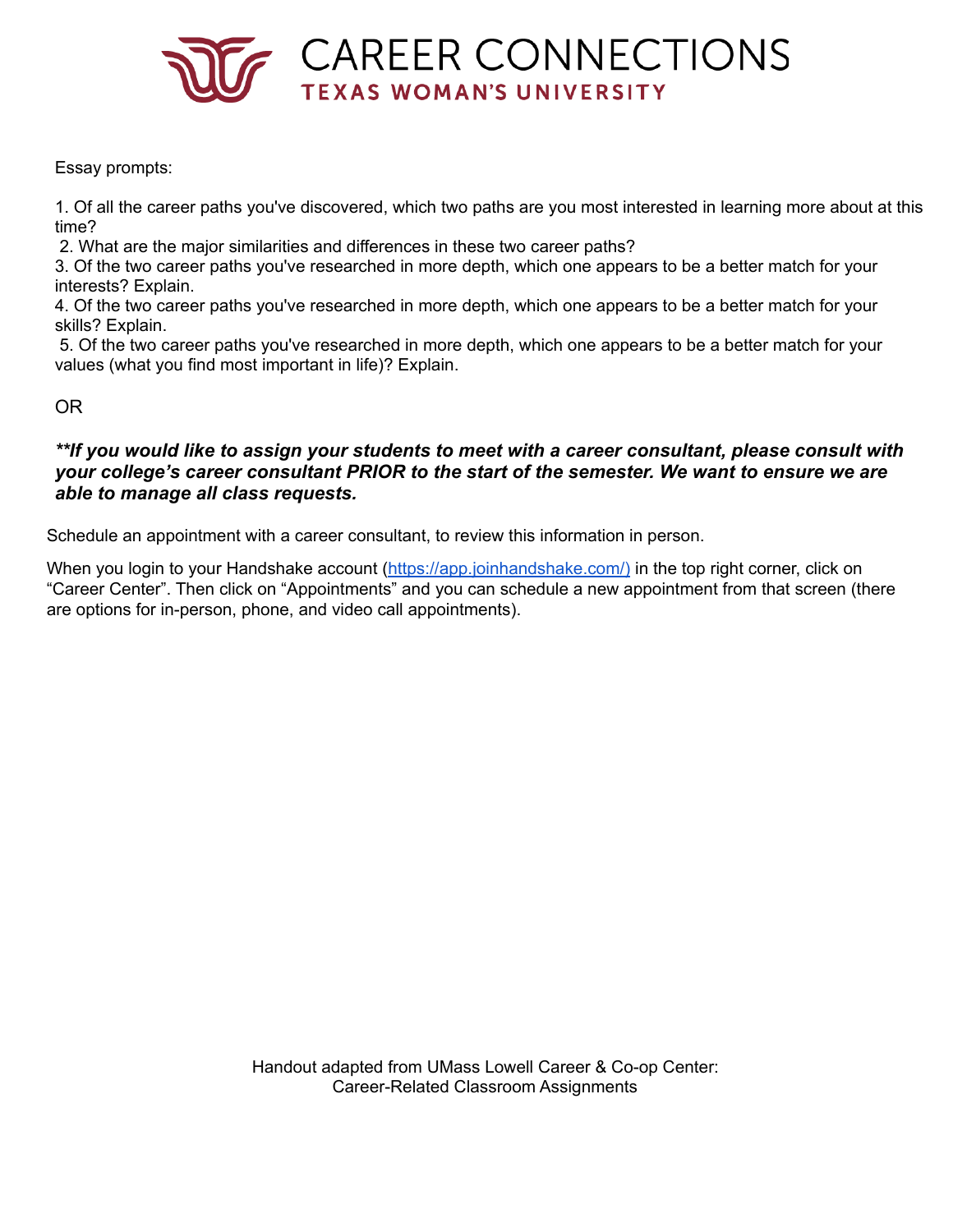Essay prompts:

1. Of all the career paths you've discovered, which two paths are you most interested in learning more about at this time?
2. What are the major similarities and differences in these two career paths?
3. Of the two career paths you've researched in more depth, which one appears to be a better match for your interests? Explain.
4. Of the two career paths you've researched in more depth, which one appears to be a better match for your skills? Explain.
5. Of the two career paths you've researched in more depth, which one appears to be a better match for your values (what you find most important in life)? Explain.

OR

***\*If you would like to assign your students to meet with a career consultant, please consult with your college's career consultant PRIOR to the start of the semester. We want to ensure we are able to manage all class requests.***

Schedule an appointment with a career consultant, to review this information in person.

When you login to your Handshake account ([https://app.joinhandshake.com/)](https://app.joinhandshake.com/) in the top right corner, click on "Career Center". Then click on "Appointments" and you can schedule a new appointment from that screen (there are options for in-person, phone, and video call appointments).

Handout adapted from UMass Lowell Career & Co-op Center:
Career-Related Classroom Assignments